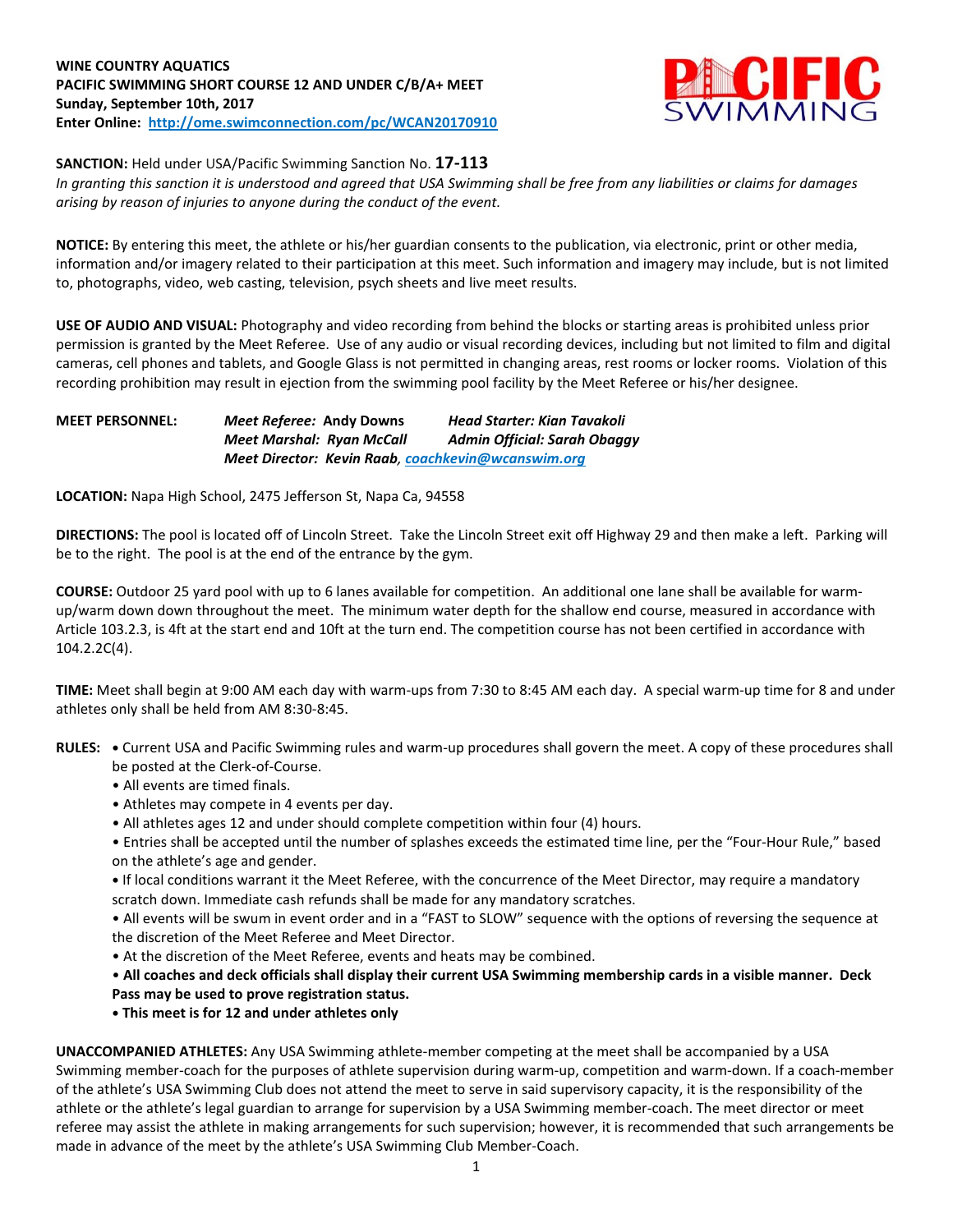**WINE COUNTRY AQUATICS**
**PACIFIC SWIMMING SHORT COURSE 12 AND UNDER C/B/A+ MEET**
**Sunday, September 10th, 2017**
**Enter Online: [http://ome.swimconnection.com/pc/WCAN20170910](http://ome.swimconnection.com/pc/WCAN20170910)**

**SANCTION:** Held under USA/Pacific Swimming Sanction No. **17-113**
*In granting this sanction it is understood and agreed that USA Swimming shall be free from any liabilities or claims for damages arising by reason of injuries to anyone during the conduct of the event.*

**NOTICE:** By entering this meet, the athlete or his/her guardian consents to the publication, via electronic, print or other media, information and/or imagery related to their participation at this meet. Such information and imagery may include, but is not limited to, photographs, video, web casting, television, psych sheets and live meet results.

**USE OF AUDIO AND VISUAL:** Photography and video recording from behind the blocks or starting areas is prohibited unless prior permission is granted by the Meet Referee. Use of any audio or visual recording devices, including but not limited to film and digital cameras, cell phones and tablets, and Google Glass is not permitted in changing areas, rest rooms or locker rooms. Violation of this recording prohibition may result in ejection from the swimming pool facility by the Meet Referee or his/her designee.

**MEET PERSONNEL:**
*Meet Referee:* **Andy Downs** — *Head Starter: Kian Tavakoli*
*Meet Marshal: Ryan McCall* — *Admin Official: Sarah Obaggy*
*Meet Director:* ***Kevin Raab**, [coachkevin@wcanswim.org](mailto:coachkevin@wcanswim.org)*

**LOCATION:** Napa High School, 2475 Jefferson St, Napa Ca, 94558

**DIRECTIONS:** The pool is located off of Lincoln Street. Take the Lincoln Street exit off Highway 29 and then make a left. Parking will be to the right. The pool is at the end of the entrance by the gym.

**COURSE:** Outdoor 25 yard pool with up to 6 lanes available for competition. An additional one lane shall be available for warm-up/warm down down throughout the meet. The minimum water depth for the shallow end course, measured in accordance with Article 103.2.3, is 4ft at the start end and 10ft at the turn end. The competition course has not been certified in accordance with 104.2.2C(4).

**TIME:** Meet shall begin at 9:00 AM each day with warm-ups from 7:30 to 8:45 AM each day. A special warm-up time for 8 and under athletes only shall be held from AM 8:30-8:45.

**RULES:**
- Current USA and Pacific Swimming rules and warm-up procedures shall govern the meet. A copy of these procedures shall be posted at the Clerk-of-Course.
- All events are timed finals.
- Athletes may compete in 4 events per day.
- All athletes ages 12 and under should complete competition within four (4) hours.
- Entries shall be accepted until the number of splashes exceeds the estimated time line, per the "Four-Hour Rule," based on the athlete's age and gender.
- If local conditions warrant it the Meet Referee, with the concurrence of the Meet Director, may require a mandatory scratch down. Immediate cash refunds shall be made for any mandatory scratches.
- All events will be swum in event order and in a "FAST to SLOW" sequence with the options of reversing the sequence at the discretion of the Meet Referee and Meet Director.
- At the discretion of the Meet Referee, events and heats may be combined.
- **All coaches and deck officials shall display their current USA Swimming membership cards in a visible manner. Deck Pass may be used to prove registration status.**
- **This meet is for 12 and under athletes only**

**UNACCOMPANIED ATHLETES:** Any USA Swimming athlete-member competing at the meet shall be accompanied by a USA Swimming member-coach for the purposes of athlete supervision during warm-up, competition and warm-down. If a coach-member of the athlete's USA Swimming Club does not attend the meet to serve in said supervisory capacity, it is the responsibility of the athlete or the athlete's legal guardian to arrange for supervision by a USA Swimming member-coach. The meet director or meet referee may assist the athlete in making arrangements for such supervision; however, it is recommended that such arrangements be made in advance of the meet by the athlete's USA Swimming Club Member-Coach.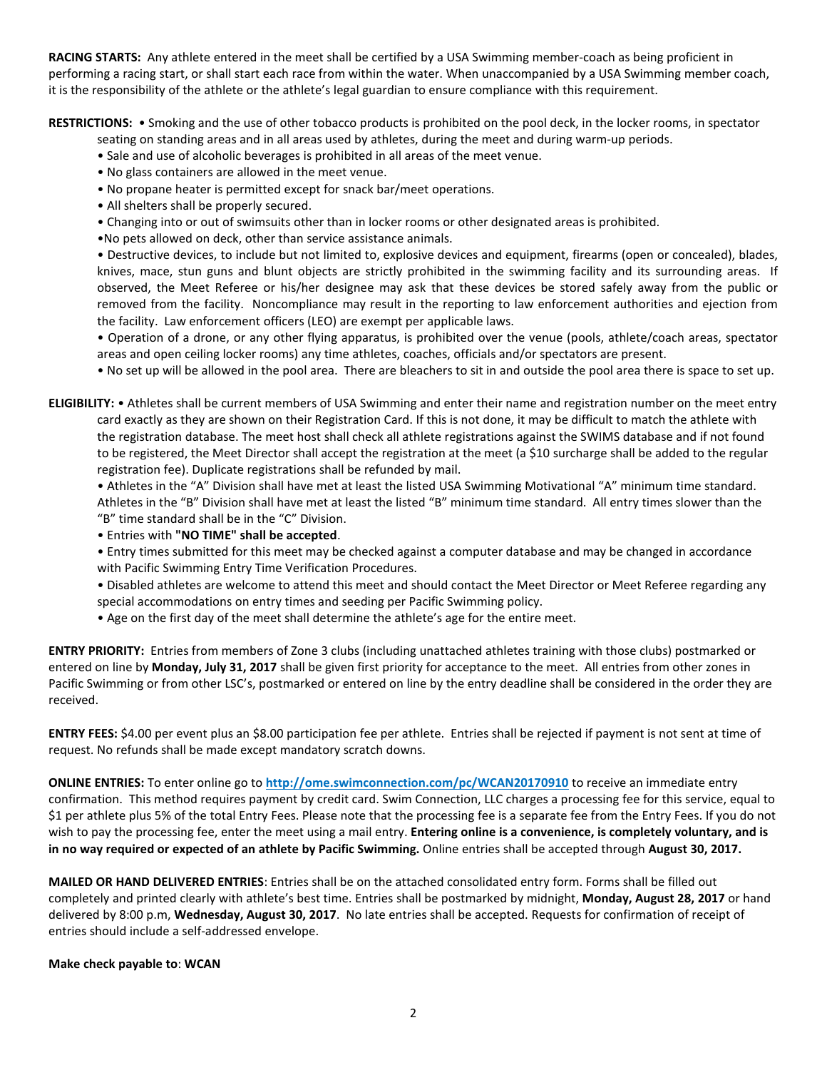**RACING STARTS:** Any athlete entered in the meet shall be certified by a USA Swimming member-coach as being proficient in performing a racing start, or shall start each race from within the water. When unaccompanied by a USA Swimming member coach, it is the responsibility of the athlete or the athlete's legal guardian to ensure compliance with this requirement.

**RESTRICTIONS:** • Smoking and the use of other tobacco products is prohibited on the pool deck, in the locker rooms, in spectator seating on standing areas and in all areas used by athletes, during the meet and during warm-up periods.

- Sale and use of alcoholic beverages is prohibited in all areas of the meet venue.
- No glass containers are allowed in the meet venue.
- No propane heater is permitted except for snack bar/meet operations.
- All shelters shall be properly secured.
- Changing into or out of swimsuits other than in locker rooms or other designated areas is prohibited.
- No pets allowed on deck, other than service assistance animals.
- Destructive devices, to include but not limited to, explosive devices and equipment, firearms (open or concealed), blades, knives, mace, stun guns and blunt objects are strictly prohibited in the swimming facility and its surrounding areas. If observed, the Meet Referee or his/her designee may ask that these devices be stored safely away from the public or removed from the facility. Noncompliance may result in the reporting to law enforcement authorities and ejection from the facility. Law enforcement officers (LEO) are exempt per applicable laws.
- Operation of a drone, or any other flying apparatus, is prohibited over the venue (pools, athlete/coach areas, spectator areas and open ceiling locker rooms) any time athletes, coaches, officials and/or spectators are present.
- No set up will be allowed in the pool area. There are bleachers to sit in and outside the pool area there is space to set up.

**ELIGIBILITY:** • Athletes shall be current members of USA Swimming and enter their name and registration number on the meet entry card exactly as they are shown on their Registration Card. If this is not done, it may be difficult to match the athlete with the registration database. The meet host shall check all athlete registrations against the SWIMS database and if not found to be registered, the Meet Director shall accept the registration at the meet (a $10 surcharge shall be added to the regular registration fee). Duplicate registrations shall be refunded by mail.

- Athletes in the "A" Division shall have met at least the listed USA Swimming Motivational "A" minimum time standard. Athletes in the "B" Division shall have met at least the listed "B" minimum time standard. All entry times slower than the "B" time standard shall be in the "C" Division.
- Entries with **"NO TIME" shall be accepted**.
- Entry times submitted for this meet may be checked against a computer database and may be changed in accordance with Pacific Swimming Entry Time Verification Procedures.
- Disabled athletes are welcome to attend this meet and should contact the Meet Director or Meet Referee regarding any special accommodations on entry times and seeding per Pacific Swimming policy.
- Age on the first day of the meet shall determine the athlete's age for the entire meet.

**ENTRY PRIORITY:** Entries from members of Zone 3 clubs (including unattached athletes training with those clubs) postmarked or entered on line by **Monday, July 31, 2017** shall be given first priority for acceptance to the meet. All entries from other zones in Pacific Swimming or from other LSC's, postmarked or entered on line by the entry deadline shall be considered in the order they are received.

**ENTRY FEES:** $4.00 per event plus an $8.00 participation fee per athlete. Entries shall be rejected if payment is not sent at time of request. No refunds shall be made except mandatory scratch downs.

**ONLINE ENTRIES:** To enter online go to **http://ome.swimconnection.com/pc/WCAN20170910** to receive an immediate entry confirmation. This method requires payment by credit card. Swim Connection, LLC charges a processing fee for this service, equal to $1 per athlete plus 5% of the total Entry Fees. Please note that the processing fee is a separate fee from the Entry Fees. If you do not wish to pay the processing fee, enter the meet using a mail entry. **Entering online is a convenience, is completely voluntary, and is in no way required or expected of an athlete by Pacific Swimming.** Online entries shall be accepted through **August 30, 2017.**

**MAILED OR HAND DELIVERED ENTRIES**: Entries shall be on the attached consolidated entry form. Forms shall be filled out completely and printed clearly with athlete's best time. Entries shall be postmarked by midnight, **Monday, August 28, 2017** or hand delivered by 8:00 p.m, **Wednesday, August 30, 2017**. No late entries shall be accepted. Requests for confirmation of receipt of entries should include a self-addressed envelope.

**Make check payable to**: **WCAN**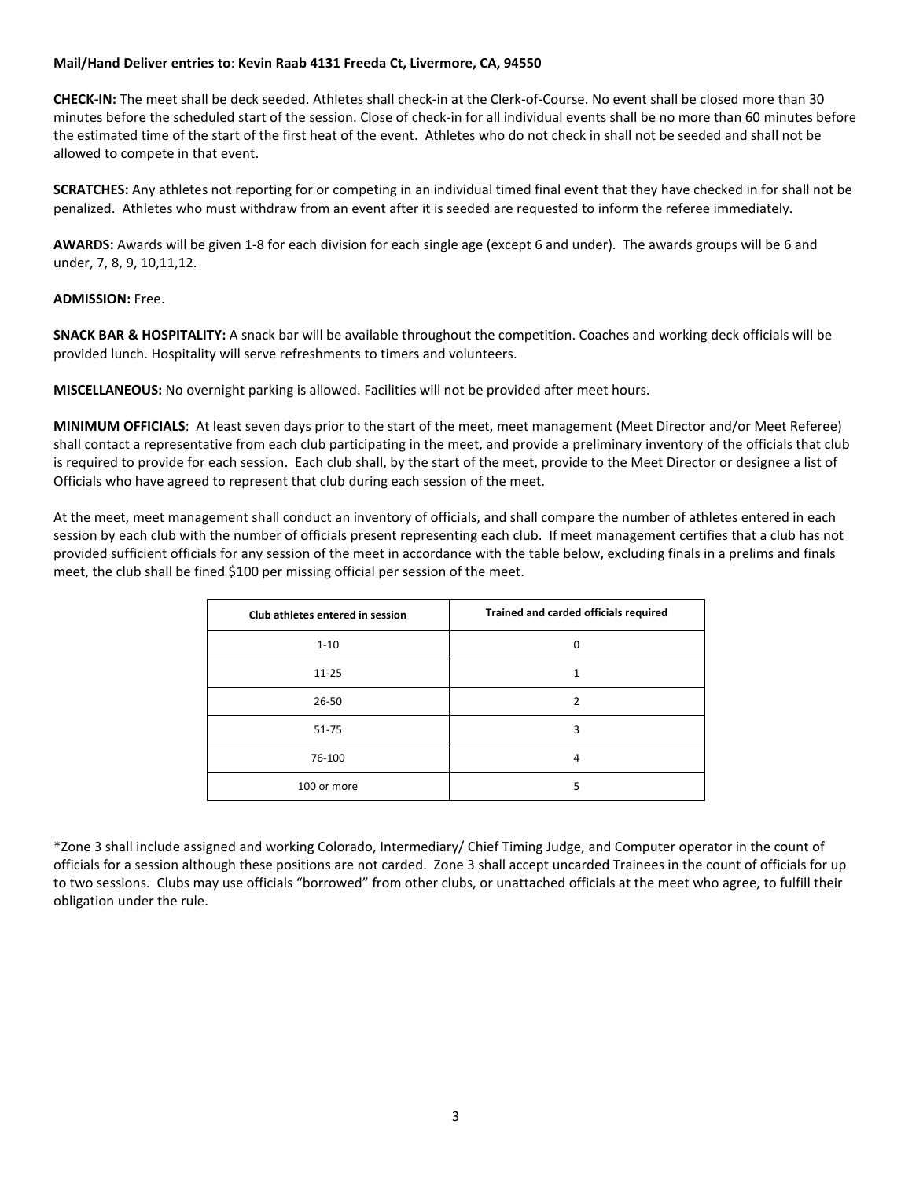**Mail/Hand Deliver entries to**: **Kevin Raab 4131 Freeda Ct, Livermore, CA, 94550**

**CHECK-IN:** The meet shall be deck seeded. Athletes shall check-in at the Clerk-of-Course. No event shall be closed more than 30 minutes before the scheduled start of the session. Close of check-in for all individual events shall be no more than 60 minutes before the estimated time of the start of the first heat of the event. Athletes who do not check in shall not be seeded and shall not be allowed to compete in that event.

**SCRATCHES:** Any athletes not reporting for or competing in an individual timed final event that they have checked in for shall not be penalized. Athletes who must withdraw from an event after it is seeded are requested to inform the referee immediately.

**AWARDS:** Awards will be given 1-8 for each division for each single age (except 6 and under). The awards groups will be 6 and under, 7, 8, 9, 10,11,12.

**ADMISSION:** Free.

**SNACK BAR & HOSPITALITY:** A snack bar will be available throughout the competition. Coaches and working deck officials will be provided lunch. Hospitality will serve refreshments to timers and volunteers.

**MISCELLANEOUS:** No overnight parking is allowed. Facilities will not be provided after meet hours.

**MINIMUM OFFICIALS**: At least seven days prior to the start of the meet, meet management (Meet Director and/or Meet Referee) shall contact a representative from each club participating in the meet, and provide a preliminary inventory of the officials that club is required to provide for each session. Each club shall, by the start of the meet, provide to the Meet Director or designee a list of Officials who have agreed to represent that club during each session of the meet.

At the meet, meet management shall conduct an inventory of officials, and shall compare the number of athletes entered in each session by each club with the number of officials present representing each club. If meet management certifies that a club has not provided sufficient officials for any session of the meet in accordance with the table below, excluding finals in a prelims and finals meet, the club shall be fined $100 per missing official per session of the meet.

| Club athletes entered in session | Trained and carded officials required |
|---|---|
| 1-10 | 0 |
| 11-25 | 1 |
| 26-50 | 2 |
| 51-75 | 3 |
| 76-100 | 4 |
| 100 or more | 5 |

*Zone 3 shall include assigned and working Colorado, Intermediary/ Chief Timing Judge, and Computer operator in the count of officials for a session although these positions are not carded. Zone 3 shall accept uncarded Trainees in the count of officials for up to two sessions. Clubs may use officials "borrowed" from other clubs, or unattached officials at the meet who agree, to fulfill their obligation under the rule.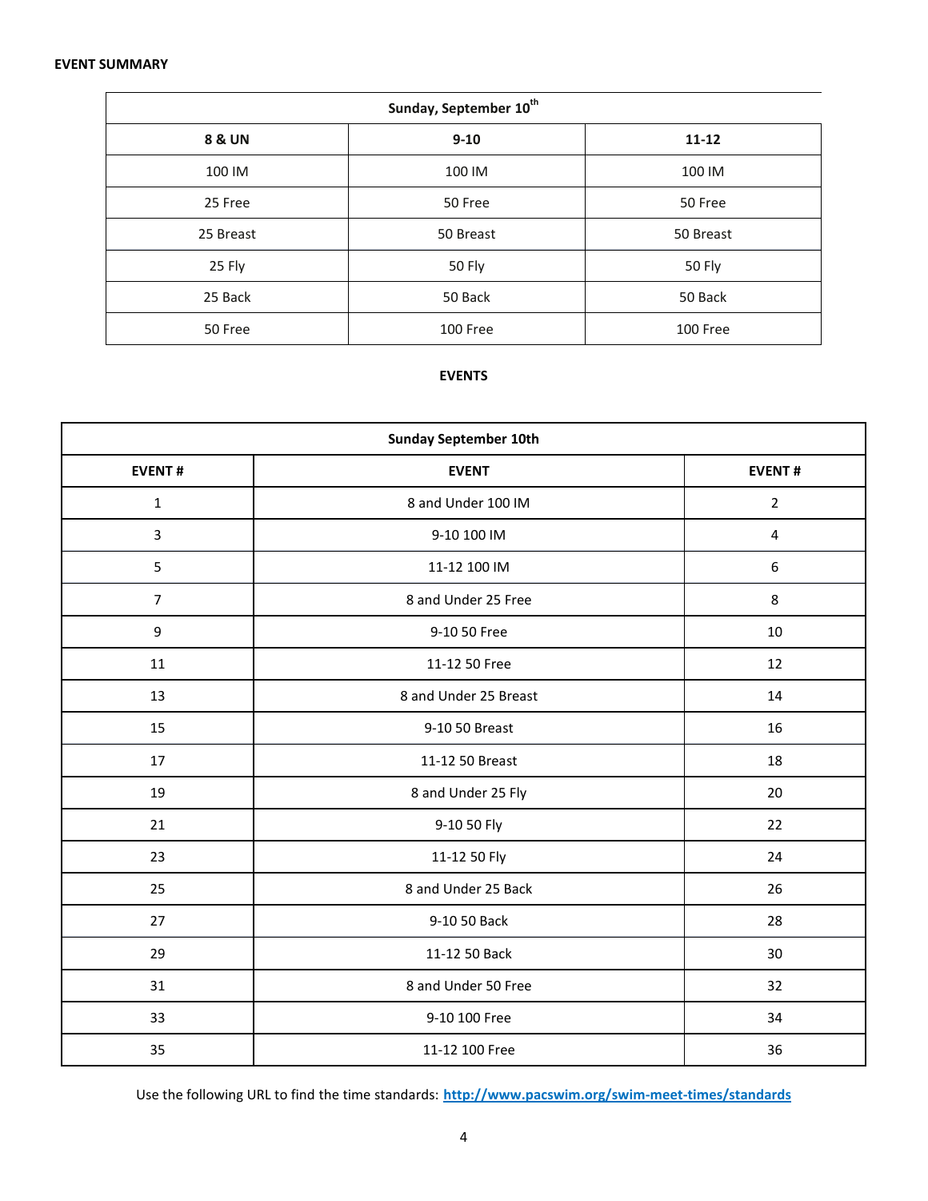**EVENT SUMMARY**

| Sunday, September 10th | | |
|---|---|---|
| **8 & UN** | **9-10** | **11-12** |
| 100 IM | 100 IM | 100 IM |
| 25 Free | 50 Free | 50 Free |
| 25 Breast | 50 Breast | 50 Breast |
| 25 Fly | 50 Fly | 50 Fly |
| 25 Back | 50 Back | 50 Back |
| 50 Free | 100 Free | 100 Free |

**EVENTS**

| Sunday September 10th | | |
|---|---|---|
| **EVENT #** | **EVENT** | **EVENT #** |
| 1 | 8 and Under 100 IM | 2 |
| 3 | 9-10 100 IM | 4 |
| 5 | 11-12 100 IM | 6 |
| 7 | 8 and Under 25 Free | 8 |
| 9 | 9-10 50 Free | 10 |
| 11 | 11-12 50 Free | 12 |
| 13 | 8 and Under 25 Breast | 14 |
| 15 | 9-10 50 Breast | 16 |
| 17 | 11-12 50 Breast | 18 |
| 19 | 8 and Under 25 Fly | 20 |
| 21 | 9-10 50 Fly | 22 |
| 23 | 11-12 50 Fly | 24 |
| 25 | 8 and Under 25 Back | 26 |
| 27 | 9-10 50 Back | 28 |
| 29 | 11-12 50 Back | 30 |
| 31 | 8 and Under 50 Free | 32 |
| 33 | 9-10 100 Free | 34 |
| 35 | 11-12 100 Free | 36 |

Use the following URL to find the time standards: [http://www.pacswim.org/swim-meet-times/standards](http://www.pacswim.org/swim-meet-times/standards)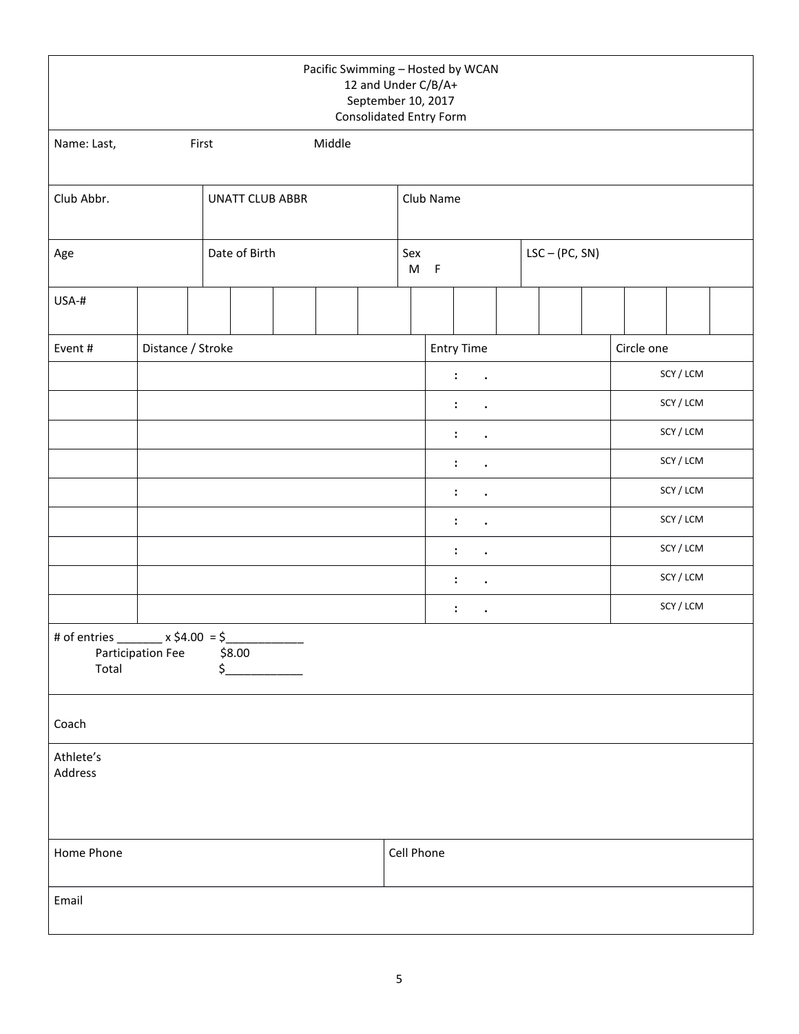Pacific Swimming – Hosted by WCAN
12 and Under C/B/A+
September 10, 2017
Consolidated Entry Form

| | | | | | |
|---|---|---|---|---|---|
| Name: Last, First Middle | | | | | |
| Club Abbr. | UNATT CLUB ABBR | | Club Name | | |
| Age | Date of Birth | | Sex M F | | LSC – (PC, SN) |

| USA-# | | | | | | | | | | | | | | |
|---|---|---|---|---|---|---|---|---|---|---|---|---|---|---|

| Event # | Distance / Stroke | Entry Time | Circle one |
|---|---|---|---|
| | | : . | SCY / LCM |
| | | : . | SCY / LCM |
| | | : . | SCY / LCM |
| | | : . | SCY / LCM |
| | | : . | SCY / LCM |
| | | : . | SCY / LCM |
| | | : . | SCY / LCM |
| | | : . | SCY / LCM |
| | | : . | SCY / LCM |

# of entries _______ x $4.00 = $____________
Participation Fee $8.00
Total $____________

Coach

Athlete's Address

| Home Phone | Cell Phone |
|---|---|
| | |

Email